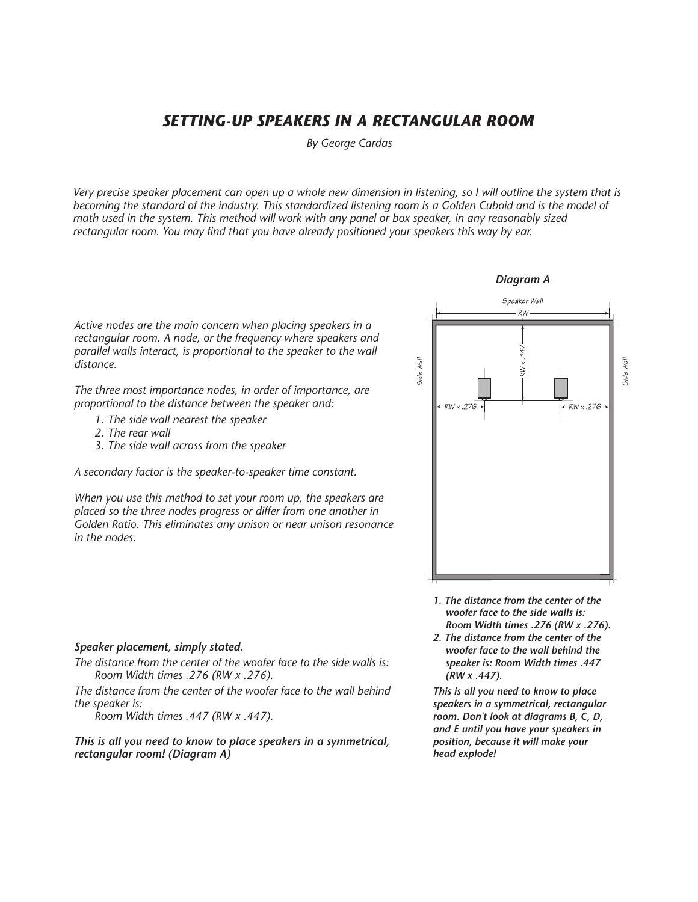# *SETTING-UP SPEAKERS IN A RECTANGULAR ROOM*

*By George Cardas*

*Very precise speaker placement can open up a whole new dimension in listening, so I will outline the system that is becoming the standard of the industry. This standardized listening room is a Golden Cuboid and is the model of math used in the system. This method will work with any panel or box speaker, in any reasonably sized rectangular room. You may find that you have already positioned your speakers this way by ear.*

*Active nodes are the main concern when placing speakers in a rectangular room. A node, or the frequency where speakers and parallel walls interact, is proportional to the speaker to the wall distance.*

*The three most importance nodes, in order of importance, are proportional to the distance between the speaker and:*

1. *The side wall nearest the speaker*
2. *The rear wall*
3. *The side wall across from the speaker*

*A secondary factor is the speaker-to-speaker time constant.*

*When you use this method to set your room up, the speakers are placed so the three nodes progress or differ from one another in Golden Ratio. This eliminates any unison or near unison resonance in the nodes.*

***Speaker placement, simply stated.***

*The distance from the center of the woofer face to the side walls is:*
*Room Width times .276 (RW x .276).*

*The distance from the center of the woofer face to the wall behind the speaker is:*
*Room Width times .447 (RW x .447).*

***This is all you need to know to place speakers in a symmetrical, rectangular room! (Diagram A)***

***Diagram A***

Speaker Wall — RW — Side Wall — Side Wall — RW x .447 — RW x .276 — RW x .276

1. ***The distance from the center of the woofer face to the side walls is: Room Width times .276 (RW x .276).***
2. ***The distance from the center of the woofer face to the wall behind the speaker is: Room Width times .447 (RW x .447).***

***This is all you need to know to place speakers in a symmetrical, rectangular room. Don't look at diagrams B, C, D, and E until you have your speakers in position, because it will make your head explode!***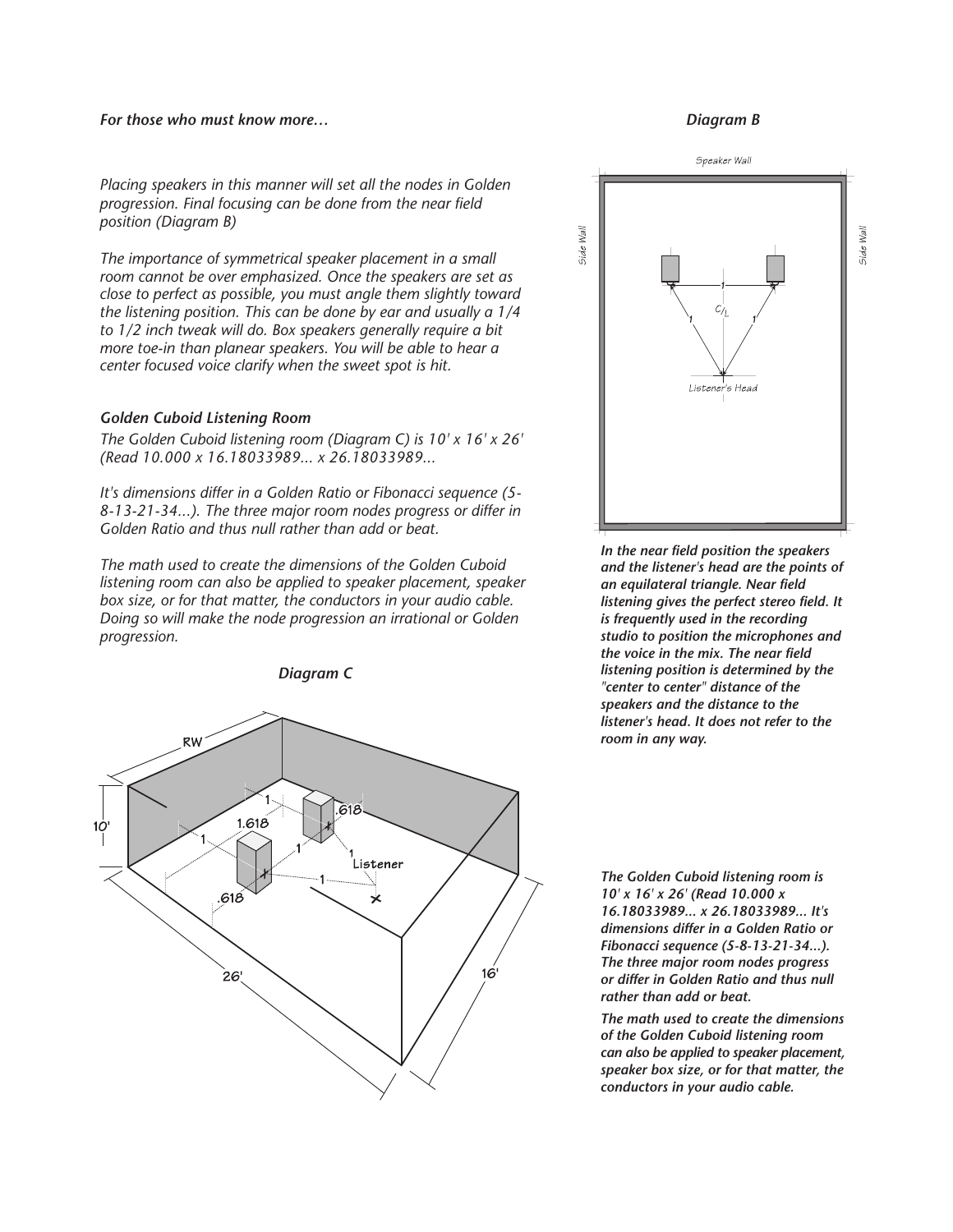*For those who must know more…*

*Placing speakers in this manner will set all the nodes in Golden progression. Final focusing can be done from the near field position (Diagram B)*

*The importance of symmetrical speaker placement in a small room cannot be over emphasized. Once the speakers are set as close to perfect as possible, you must angle them slightly toward the listening position. This can be done by ear and usually a 1/4 to 1/2 inch tweak will do. Box speakers generally require a bit more toe-in than planear speakers. You will be able to hear a center focused voice clarify when the sweet spot is hit.*

### *Golden Cuboid Listening Room*

*The Golden Cuboid listening room (Diagram C) is 10' x 16' x 26' (Read 10.000 x 16.18033989... x 26.18033989...*

*It's dimensions differ in a Golden Ratio or Fibonacci sequence (5-8-13-21-34...). The three major room nodes progress or differ in Golden Ratio and thus null rather than add or beat.*

*The math used to create the dimensions of the Golden Cuboid listening room can also be applied to speaker placement, speaker box size, or for that matter, the conductors in your audio cable. Doing so will make the node progression an irrational or Golden progression.*

***Diagram C***

***Diagram B***

***In the near field position the speakers and the listener's head are the points of an equilateral triangle. Near field listening gives the perfect stereo field. It is frequently used in the recording studio to position the microphones and the voice in the mix. The near field listening position is determined by the "center to center" distance of the speakers and the distance to the listener's head. It does not refer to the room in any way.***

***The Golden Cuboid listening room is 10' x 16' x 26' (Read 10.000 x 16.18033989... x 26.18033989... It's dimensions differ in a Golden Ratio or Fibonacci sequence (5-8-13-21-34...). The three major room nodes progress or differ in Golden Ratio and thus null rather than add or beat.***

***The math used to create the dimensions of the Golden Cuboid listening room can also be applied to speaker placement, speaker box size, or for that matter, the conductors in your audio cable.***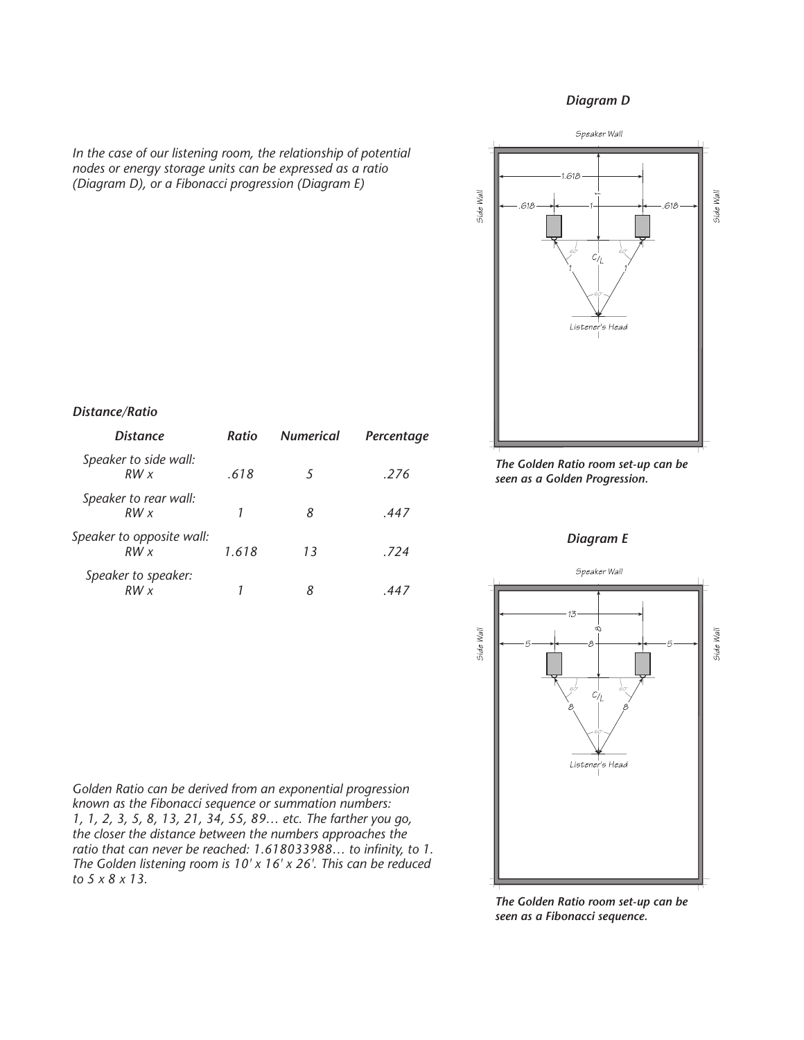*In the case of our listening room, the relationship of potential nodes or energy storage units can be expressed as a ratio (Diagram D), or a Fibonacci progression (Diagram E)*

### *Diagram D*

*The Golden Ratio room set-up can be seen as a Golden Progression.*

### *Distance/Ratio*

| *Distance* | *Ratio* | *Numerical* | *Percentage* |
|---|---|---|---|
| *Speaker to side wall: RW x* | *.618* | *5* | *.276* |
| *Speaker to rear wall: RW x* | *1* | *8* | *.447* |
| *Speaker to opposite wall: RW x* | *1.618* | *13* | *.724* |
| *Speaker to speaker: RW x* | *1* | *8* | *.447* |

### *Diagram E*

*The Golden Ratio room set-up can be seen as a Fibonacci sequence.*

*Golden Ratio can be derived from an exponential progression known as the Fibonacci sequence or summation numbers: 1, 1, 2, 3, 5, 8, 13, 21, 34, 55, 89… etc. The farther you go, the closer the distance between the numbers approaches the ratio that can never be reached: 1.618033988… to infinity, to 1. The Golden listening room is 10' x 16' x 26'. This can be reduced to 5 x 8 x 13.*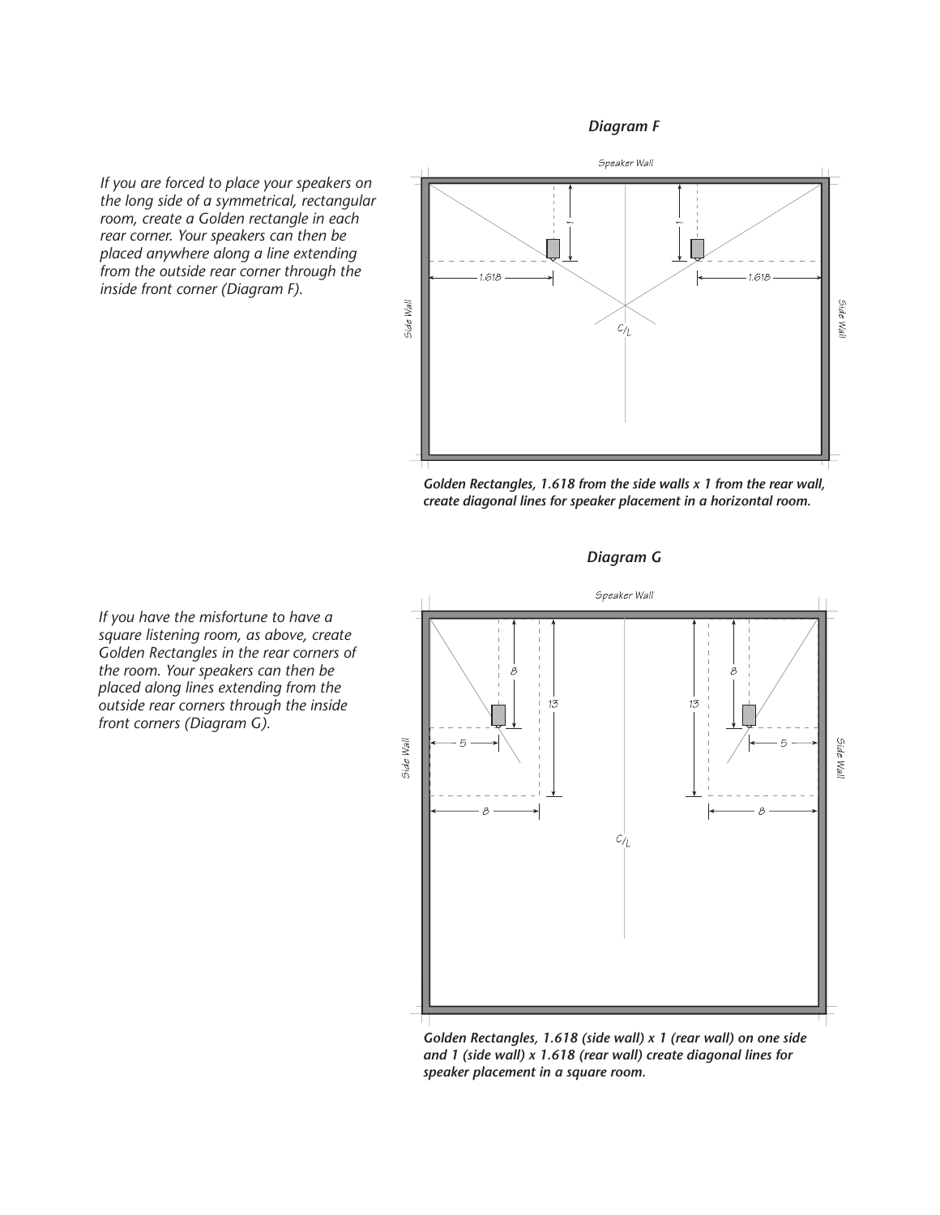### *Diagram F*

*If you are forced to place your speakers on the long side of a symmetrical, rectangular room, create a Golden rectangle in each rear corner. Your speakers can then be placed anywhere along a line extending from the outside rear corner through the inside front corner (Diagram F).*

***Golden Rectangles, 1.618 from the side walls x 1 from the rear wall, create diagonal lines for speaker placement in a horizontal room.***

### *Diagram G*

*If you have the misfortune to have a square listening room, as above, create Golden Rectangles in the rear corners of the room. Your speakers can then be placed along lines extending from the outside rear corners through the inside front corners (Diagram G).*

***Golden Rectangles, 1.618 (side wall) x 1 (rear wall) on one side and 1 (side wall) x 1.618 (rear wall) create diagonal lines for speaker placement in a square room.***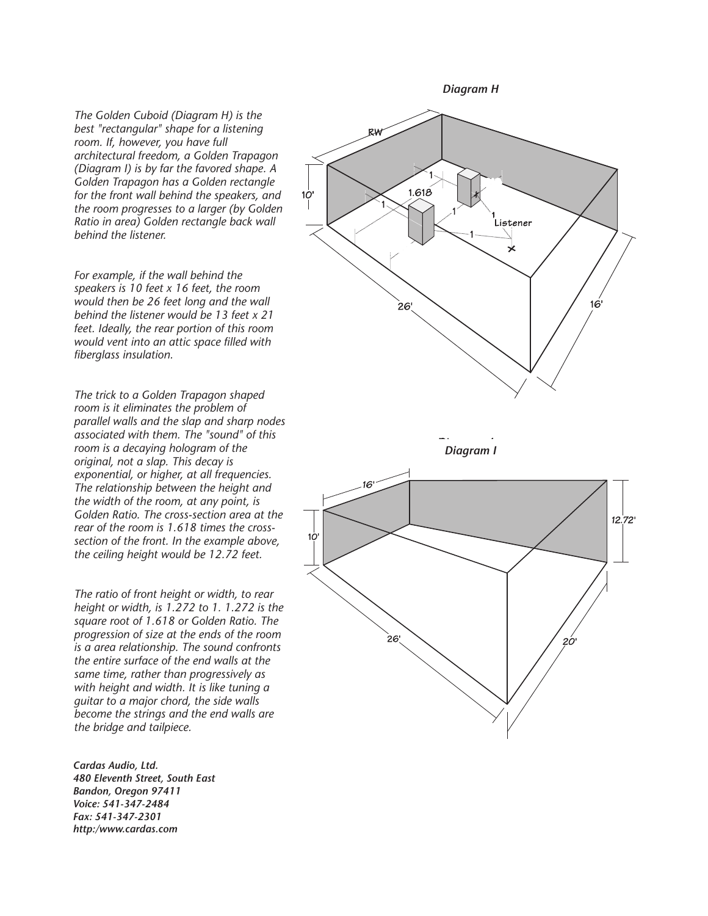*The Golden Cuboid (Diagram H) is the best "rectangular" shape for a listening room. If, however, you have full architectural freedom, a Golden Trapagon (Diagram I) is by far the favored shape. A Golden Trapagon has a Golden rectangle for the front wall behind the speakers, and the room progresses to a larger (by Golden Ratio in area) Golden rectangle back wall behind the listener.*

*For example, if the wall behind the speakers is 10 feet x 16 feet, the room would then be 26 feet long and the wall behind the listener would be 13 feet x 21 feet. Ideally, the rear portion of this room would vent into an attic space filled with fiberglass insulation.*

*The trick to a Golden Trapagon shaped room is it eliminates the problem of parallel walls and the slap and sharp nodes associated with them. The "sound" of this room is a decaying hologram of the original, not a slap. This decay is exponential, or higher, at all frequencies. The relationship between the height and the width of the room, at any point, is Golden Ratio. The cross-section area at the rear of the room is 1.618 times the cross-section of the front. In the example above, the ceiling height would be 12.72 feet.*

*The ratio of front height or width, to rear height or width, is 1.272 to 1. 1.272 is the square root of 1.618 or Golden Ratio. The progression of size at the ends of the room is a area relationship. The sound confronts the entire surface of the end walls at the same time, rather than progressively as with height and width. It is like tuning a guitar to a major chord, the side walls become the strings and the end walls are the bridge and tailpiece.*

***Diagram H***

RW

10'

1

1.618

1

1

1

1

Listener

26'

16'

***Diagram I***

16'

10'

12.72'

26'

20'

***Cardas Audio, Ltd.***
***480 Eleventh Street, South East***
***Bandon, Oregon 97411***
***Voice: 541-347-2484***
***Fax: 541-347-2301***
***http:/www.cardas.com***